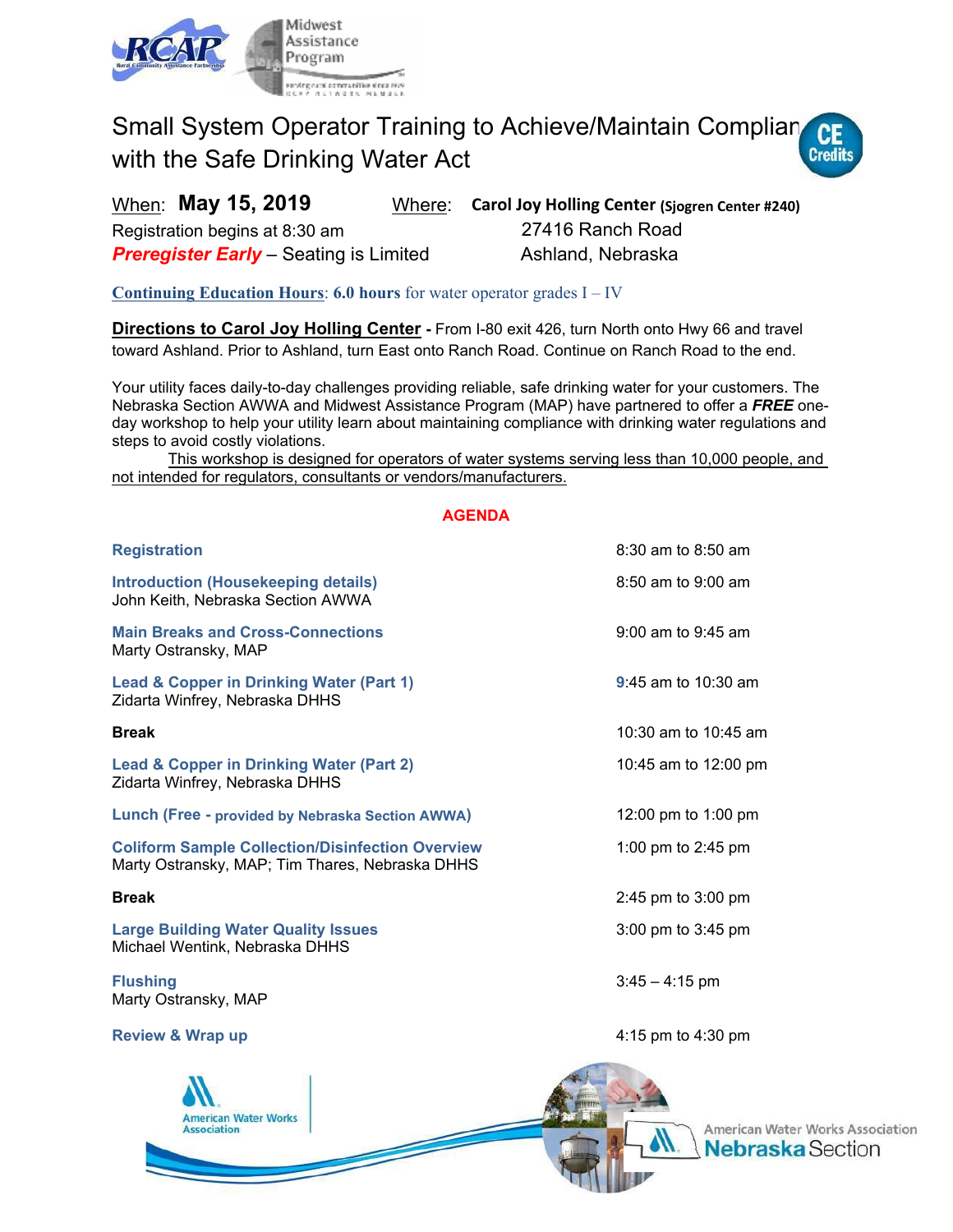# Small System Operator Training to Achieve/Maintain Compliance with the Safe Drinking Water Act

CE Credits

When: **May 15, 2019**
Registration begins at 8:30 am
***Preregister Early*** – Seating is Limited

Where: **Carol Joy Holling Center (Sjogren Center #240)**
27416 Ranch Road
Ashland, Nebraska

**Continuing Education Hours**: **6.0 hours** for water operator grades I – IV

**Directions to Carol Joy Holling Center** - From I-80 exit 426, turn North onto Hwy 66 and travel toward Ashland. Prior to Ashland, turn East onto Ranch Road. Continue on Ranch Road to the end.

Your utility faces daily-to-day challenges providing reliable, safe drinking water for your customers. The Nebraska Section AWWA and Midwest Assistance Program (MAP) have partnered to offer a ***FREE*** one-day workshop to help your utility learn about maintaining compliance with drinking water regulations and steps to avoid costly violations.

This workshop is designed for operators of water systems serving less than 10,000 people, and not intended for regulators, consultants or vendors/manufacturers.

## AGENDA

| Session | Time |
|---|---|
| **Registration** | 8:30 am to 8:50 am |
| **Introduction (Housekeeping details)**<br>John Keith, Nebraska Section AWWA | 8:50 am to 9:00 am |
| **Main Breaks and Cross-Connections**<br>Marty Ostransky, MAP | 9:00 am to 9:45 am |
| **Lead & Copper in Drinking Water (Part 1)**<br>Zidarta Winfrey, Nebraska DHHS | 9:45 am to 10:30 am |
| **Break** | 10:30 am to 10:45 am |
| **Lead & Copper in Drinking Water (Part 2)**<br>Zidarta Winfrey, Nebraska DHHS | 10:45 am to 12:00 pm |
| **Lunch (Free - provided by Nebraska Section AWWA)** | 12:00 pm to 1:00 pm |
| **Coliform Sample Collection/Disinfection Overview**<br>Marty Ostransky, MAP; Tim Thares, Nebraska DHHS | 1:00 pm to 2:45 pm |
| **Break** | 2:45 pm to 3:00 pm |
| **Large Building Water Quality Issues**<br>Michael Wentink, Nebraska DHHS | 3:00 pm to 3:45 pm |
| **Flushing**<br>Marty Ostransky, MAP | 3:45 – 4:15 pm |
| **Review & Wrap up** | 4:15 pm to 4:30 pm |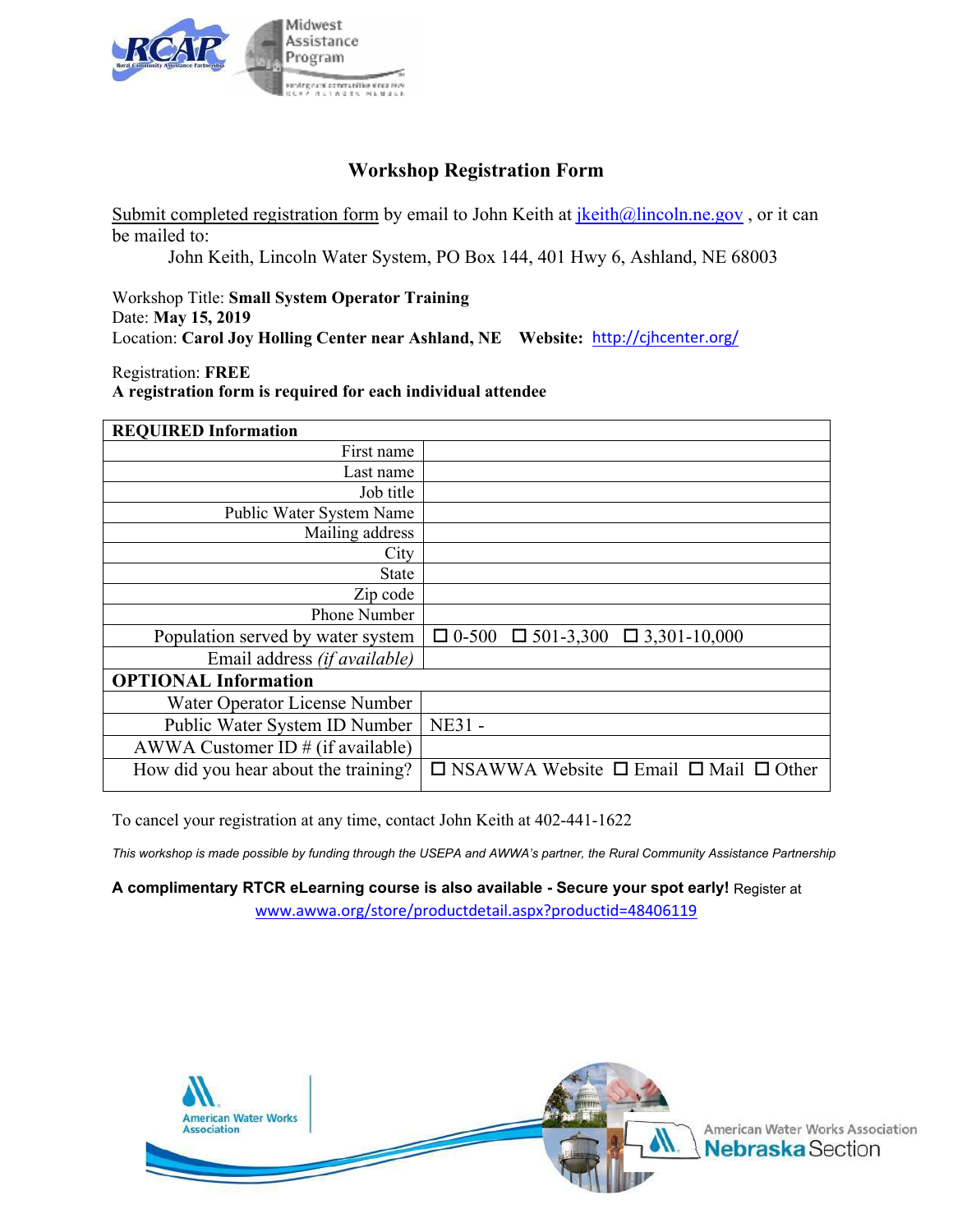# Workshop Registration Form

Submit completed registration form by email to John Keith at jkeith@lincoln.ne.gov , or it can be mailed to:

John Keith, Lincoln Water System, PO Box 144, 401 Hwy 6, Ashland, NE 68003

Workshop Title: **Small System Operator Training**
Date: **May 15, 2019**
Location: **Carol Joy Holling Center near Ashland, NE** **Website:** http://cjhcenter.org/

Registration: **FREE**
**A registration form is required for each individual attendee**

| | |
|---|---|
| **REQUIRED Information** | |
| First name | |
| Last name | |
| Job title | |
| Public Water System Name | |
| Mailing address | |
| City | |
| State | |
| Zip code | |
| Phone Number | |
| Population served by water system | ☐ 0-500 ☐ 501-3,300 ☐ 3,301-10,000 |
| Email address *(if available)* | |
| **OPTIONAL Information** | |
| Water Operator License Number | |
| Public Water System ID Number | NE31 - |
| AWWA Customer ID # (if available) | |
| How did you hear about the training? | ☐ NSAWWA Website ☐ Email ☐ Mail ☐ Other |

To cancel your registration at any time, contact John Keith at 402-441-1622

*This workshop is made possible by funding through the USEPA and AWWA's partner, the Rural Community Assistance Partnership*

**A complimentary RTCR eLearning course is also available - Secure your spot early!** Register at www.awwa.org/store/productdetail.aspx?productid=48406119